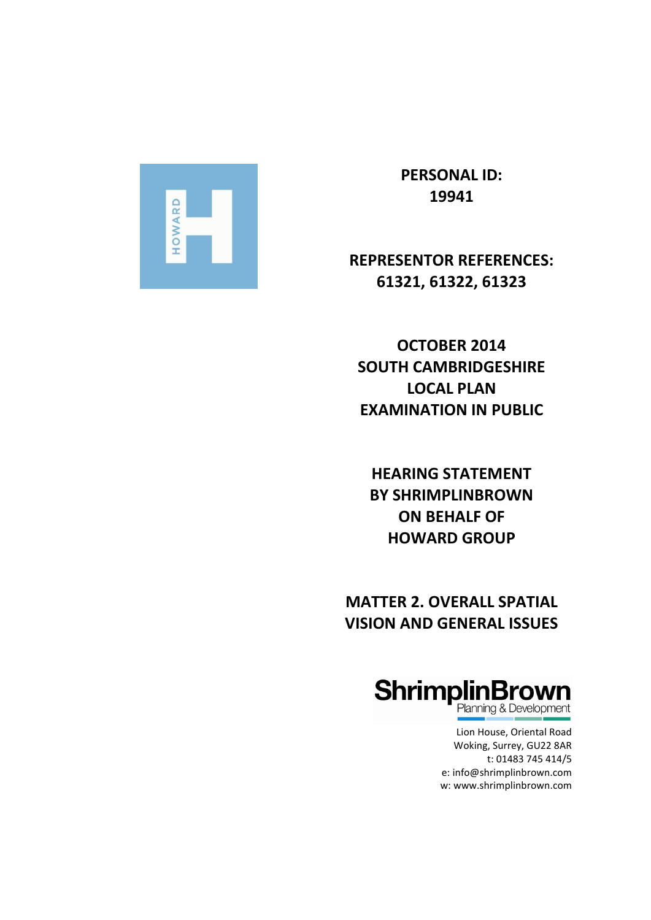**PERSONAL ID: 19941**

**REPRESENTOR REFERENCES: 61321, 61322, 61323**

**OCTOBER 2014**
**SOUTH CAMBRIDGESHIRE LOCAL PLAN**
**EXAMINATION IN PUBLIC**

**HEARING STATEMENT BY SHRIMPLINBROWN ON BEHALF OF HOWARD GROUP**

**MATTER 2. OVERALL SPATIAL VISION AND GENERAL ISSUES**

ShrimplinBrown
Planning & Development

Lion House, Oriental Road
Woking, Surrey, GU22 8AR
t: 01483 745 414/5
e: info@shrimplinbrown.com
w: www.shrimplinbrown.com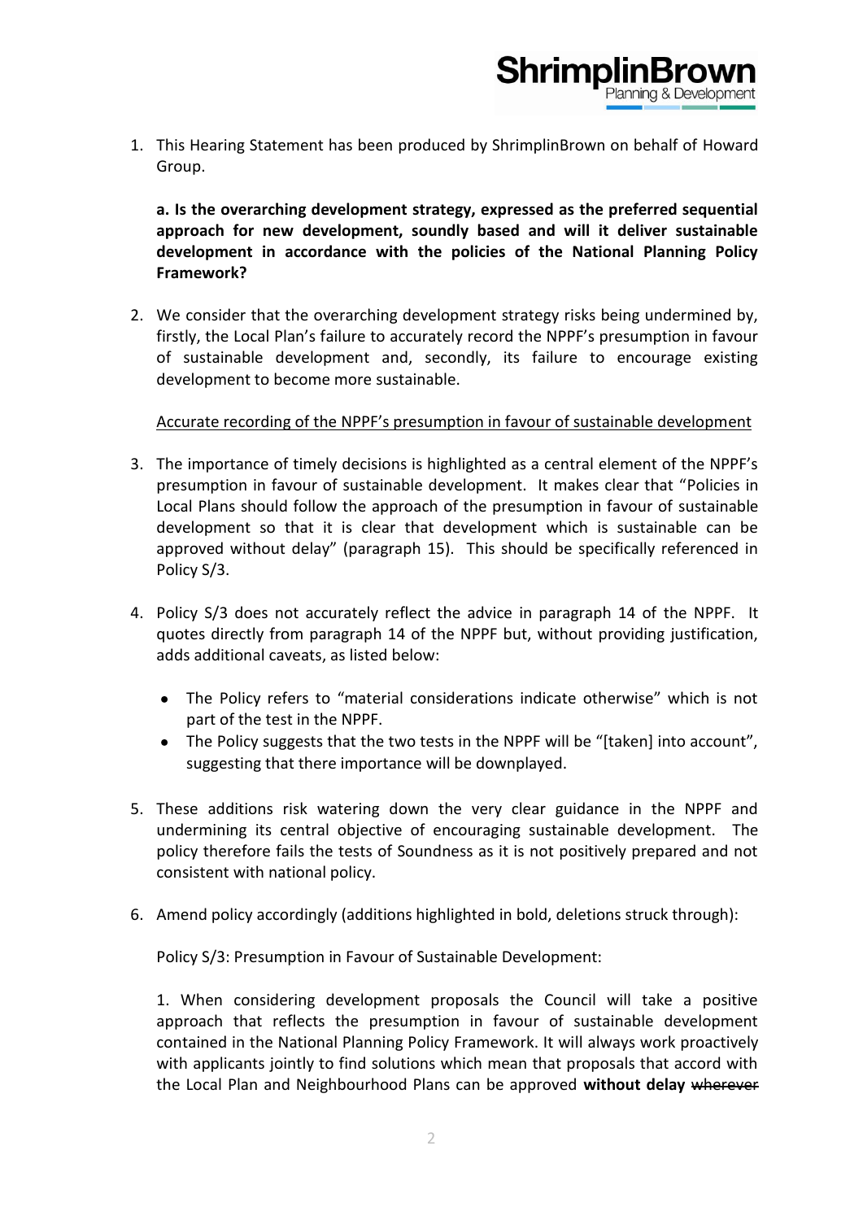1. This Hearing Statement has been produced by ShrimplinBrown on behalf of Howard Group.

   **a. Is the overarching development strategy, expressed as the preferred sequential approach for new development, soundly based and will it deliver sustainable development in accordance with the policies of the National Planning Policy Framework?**

2. We consider that the overarching development strategy risks being undermined by, firstly, the Local Plan's failure to accurately record the NPPF's presumption in favour of sustainable development and, secondly, its failure to encourage existing development to become more sustainable.

   <u>Accurate recording of the NPPF's presumption in favour of sustainable development</u>

3. The importance of timely decisions is highlighted as a central element of the NPPF's presumption in favour of sustainable development. It makes clear that "Policies in Local Plans should follow the approach of the presumption in favour of sustainable development so that it is clear that development which is sustainable can be approved without delay" (paragraph 15). This should be specifically referenced in Policy S/3.

4. Policy S/3 does not accurately reflect the advice in paragraph 14 of the NPPF. It quotes directly from paragraph 14 of the NPPF but, without providing justification, adds additional caveats, as listed below:

   - The Policy refers to "material considerations indicate otherwise" which is not part of the test in the NPPF.
   - The Policy suggests that the two tests in the NPPF will be "[taken] into account", suggesting that there importance will be downplayed.

5. These additions risk watering down the very clear guidance in the NPPF and undermining its central objective of encouraging sustainable development. The policy therefore fails the tests of Soundness as it is not positively prepared and not consistent with national policy.

6. Amend policy accordingly (additions highlighted in bold, deletions struck through):

   Policy S/3: Presumption in Favour of Sustainable Development:

   1. When considering development proposals the Council will take a positive approach that reflects the presumption in favour of sustainable development contained in the National Planning Policy Framework. It will always work proactively with applicants jointly to find solutions which mean that proposals that accord with the Local Plan and Neighbourhood Plans can be approved **without delay** ~~wherever~~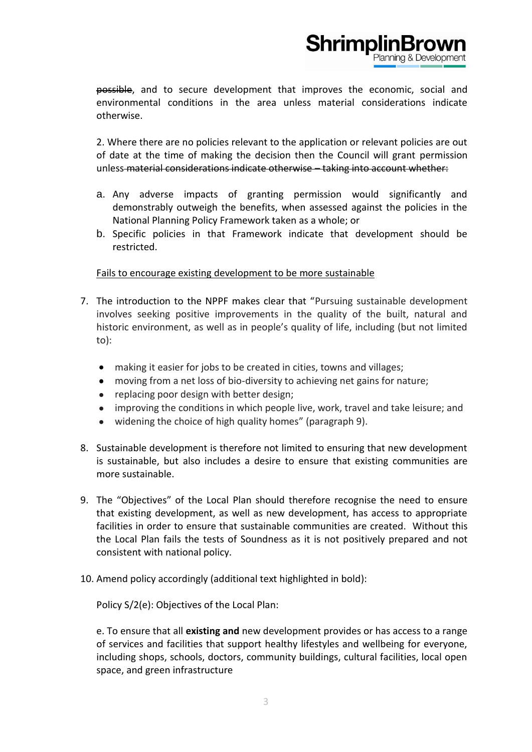~~possible~~, and to secure development that improves the economic, social and environmental conditions in the area unless material considerations indicate otherwise.

2. Where there are no policies relevant to the application or relevant policies are out of date at the time of making the decision then the Council will grant permission unless ~~material considerations indicate otherwise – taking into account whether:~~

a. Any adverse impacts of granting permission would significantly and demonstrably outweigh the benefits, when assessed against the policies in the National Planning Policy Framework taken as a whole; or
b. Specific policies in that Framework indicate that development should be restricted.

<u>Fails to encourage existing development to be more sustainable</u>

7. The introduction to the NPPF makes clear that "Pursuing sustainable development involves seeking positive improvements in the quality of the built, natural and historic environment, as well as in people's quality of life, including (but not limited to):

   - making it easier for jobs to be created in cities, towns and villages;
   - moving from a net loss of bio-diversity to achieving net gains for nature;
   - replacing poor design with better design;
   - improving the conditions in which people live, work, travel and take leisure; and
   - widening the choice of high quality homes" (paragraph 9).

8. Sustainable development is therefore not limited to ensuring that new development is sustainable, but also includes a desire to ensure that existing communities are more sustainable.

9. The "Objectives" of the Local Plan should therefore recognise the need to ensure that existing development, as well as new development, has access to appropriate facilities in order to ensure that sustainable communities are created. Without this the Local Plan fails the tests of Soundness as it is not positively prepared and not consistent with national policy.

10. Amend policy accordingly (additional text highlighted in bold):

    Policy S/2(e): Objectives of the Local Plan:

    e. To ensure that all **existing and** new development provides or has access to a range of services and facilities that support healthy lifestyles and wellbeing for everyone, including shops, schools, doctors, community buildings, cultural facilities, local open space, and green infrastructure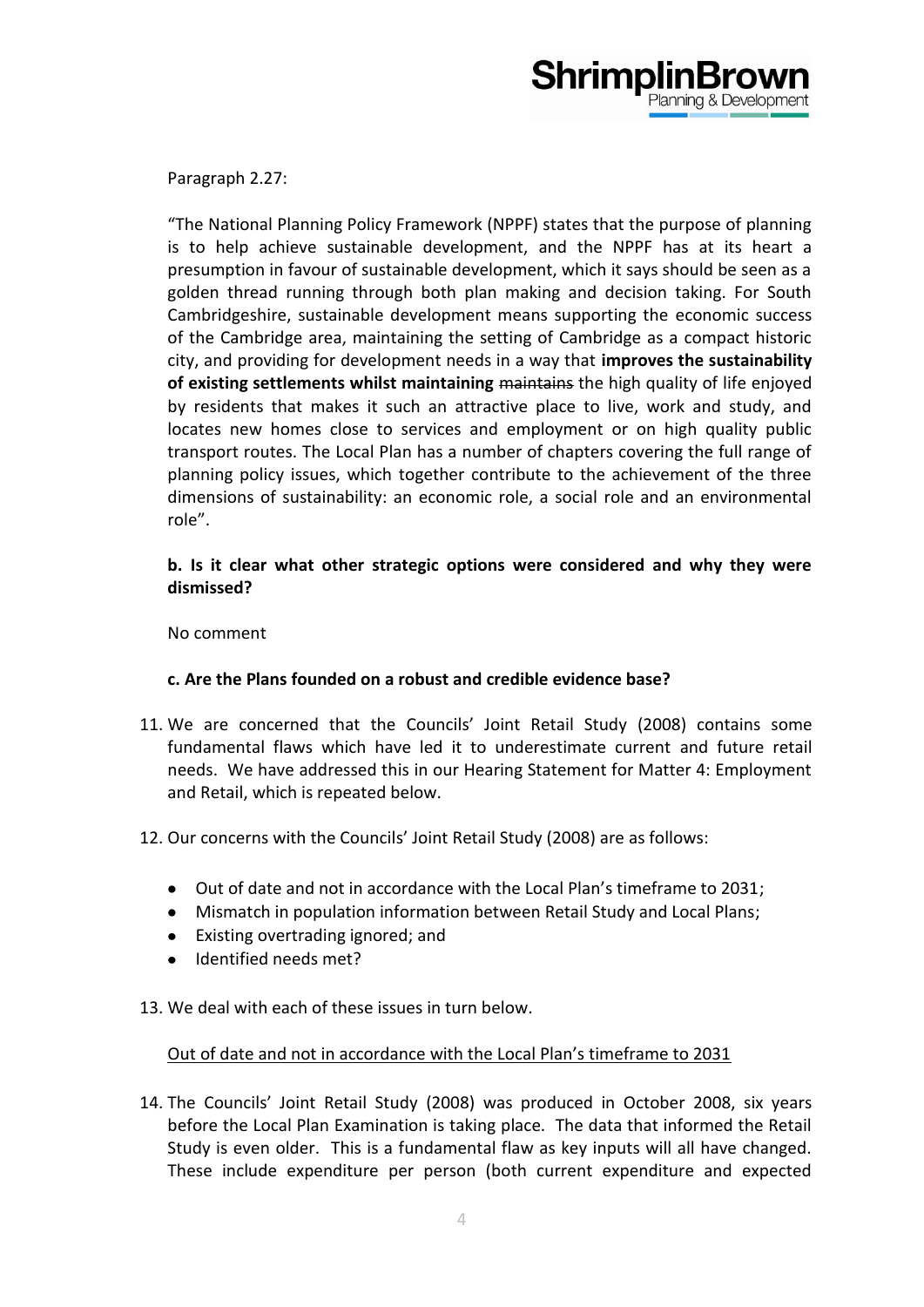Paragraph 2.27:

"The National Planning Policy Framework (NPPF) states that the purpose of planning is to help achieve sustainable development, and the NPPF has at its heart a presumption in favour of sustainable development, which it says should be seen as a golden thread running through both plan making and decision taking. For South Cambridgeshire, sustainable development means supporting the economic success of the Cambridge area, maintaining the setting of Cambridge as a compact historic city, and providing for development needs in a way that **improves the sustainability of existing settlements whilst maintaining** ~~maintains~~ the high quality of life enjoyed by residents that makes it such an attractive place to live, work and study, and locates new homes close to services and employment or on high quality public transport routes. The Local Plan has a number of chapters covering the full range of planning policy issues, which together contribute to the achievement of the three dimensions of sustainability: an economic role, a social role and an environmental role".

**b. Is it clear what other strategic options were considered and why they were dismissed?**

No comment

**c. Are the Plans founded on a robust and credible evidence base?**

11. We are concerned that the Councils' Joint Retail Study (2008) contains some fundamental flaws which have led it to underestimate current and future retail needs. We have addressed this in our Hearing Statement for Matter 4: Employment and Retail, which is repeated below.

12. Our concerns with the Councils' Joint Retail Study (2008) are as follows:

    - Out of date and not in accordance with the Local Plan's timeframe to 2031;
    - Mismatch in population information between Retail Study and Local Plans;
    - Existing overtrading ignored; and
    - Identified needs met?

13. We deal with each of these issues in turn below.

<u>Out of date and not in accordance with the Local Plan's timeframe to 2031</u>

14. The Councils' Joint Retail Study (2008) was produced in October 2008, six years before the Local Plan Examination is taking place. The data that informed the Retail Study is even older. This is a fundamental flaw as key inputs will all have changed. These include expenditure per person (both current expenditure and expected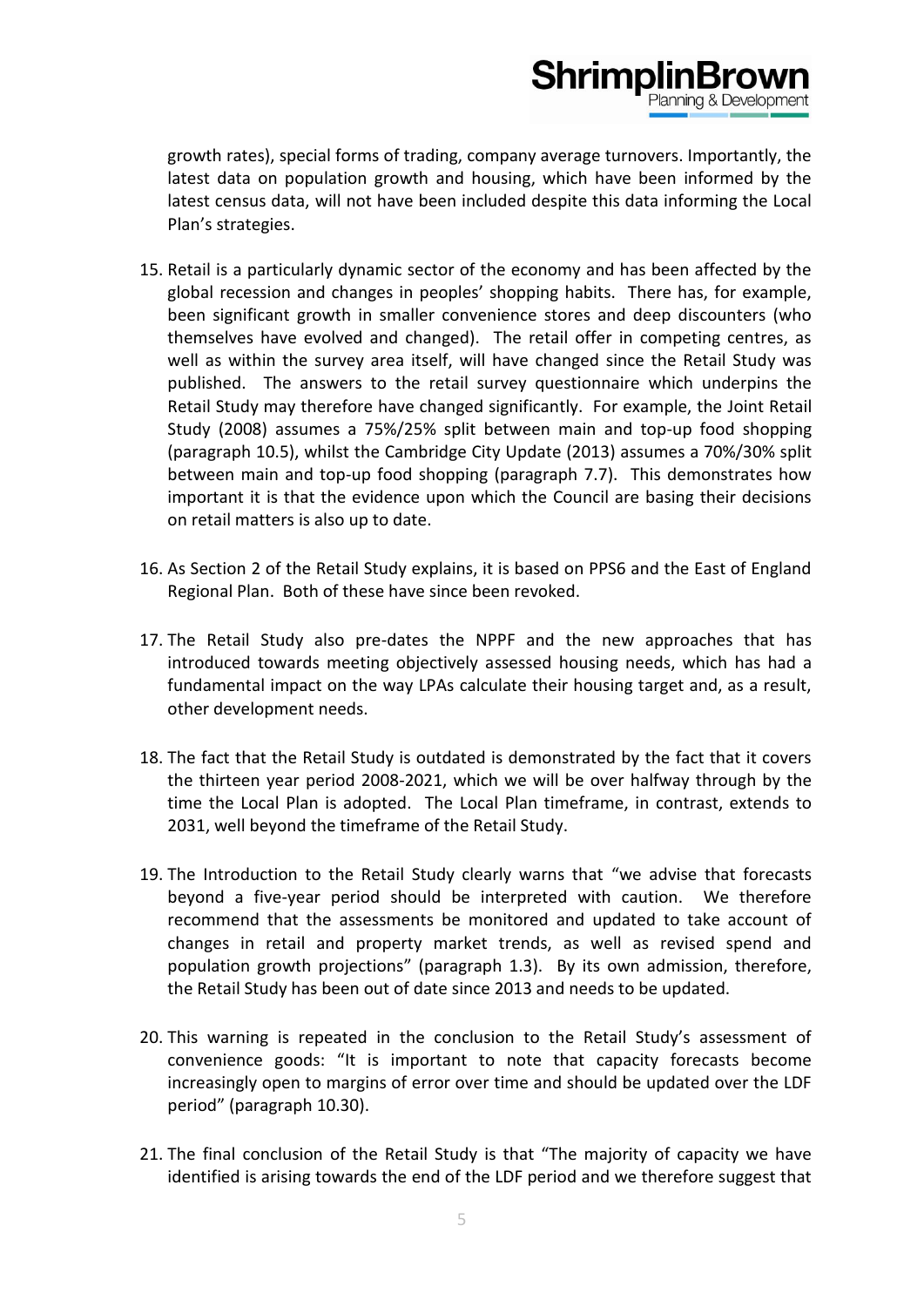growth rates), special forms of trading, company average turnovers. Importantly, the latest data on population growth and housing, which have been informed by the latest census data, will not have been included despite this data informing the Local Plan's strategies.

15. Retail is a particularly dynamic sector of the economy and has been affected by the global recession and changes in peoples' shopping habits. There has, for example, been significant growth in smaller convenience stores and deep discounters (who themselves have evolved and changed). The retail offer in competing centres, as well as within the survey area itself, will have changed since the Retail Study was published. The answers to the retail survey questionnaire which underpins the Retail Study may therefore have changed significantly. For example, the Joint Retail Study (2008) assumes a 75%/25% split between main and top-up food shopping (paragraph 10.5), whilst the Cambridge City Update (2013) assumes a 70%/30% split between main and top-up food shopping (paragraph 7.7). This demonstrates how important it is that the evidence upon which the Council are basing their decisions on retail matters is also up to date.

16. As Section 2 of the Retail Study explains, it is based on PPS6 and the East of England Regional Plan. Both of these have since been revoked.

17. The Retail Study also pre-dates the NPPF and the new approaches that has introduced towards meeting objectively assessed housing needs, which has had a fundamental impact on the way LPAs calculate their housing target and, as a result, other development needs.

18. The fact that the Retail Study is outdated is demonstrated by the fact that it covers the thirteen year period 2008-2021, which we will be over halfway through by the time the Local Plan is adopted. The Local Plan timeframe, in contrast, extends to 2031, well beyond the timeframe of the Retail Study.

19. The Introduction to the Retail Study clearly warns that "we advise that forecasts beyond a five-year period should be interpreted with caution. We therefore recommend that the assessments be monitored and updated to take account of changes in retail and property market trends, as well as revised spend and population growth projections" (paragraph 1.3). By its own admission, therefore, the Retail Study has been out of date since 2013 and needs to be updated.

20. This warning is repeated in the conclusion to the Retail Study's assessment of convenience goods: "It is important to note that capacity forecasts become increasingly open to margins of error over time and should be updated over the LDF period" (paragraph 10.30).

21. The final conclusion of the Retail Study is that "The majority of capacity we have identified is arising towards the end of the LDF period and we therefore suggest that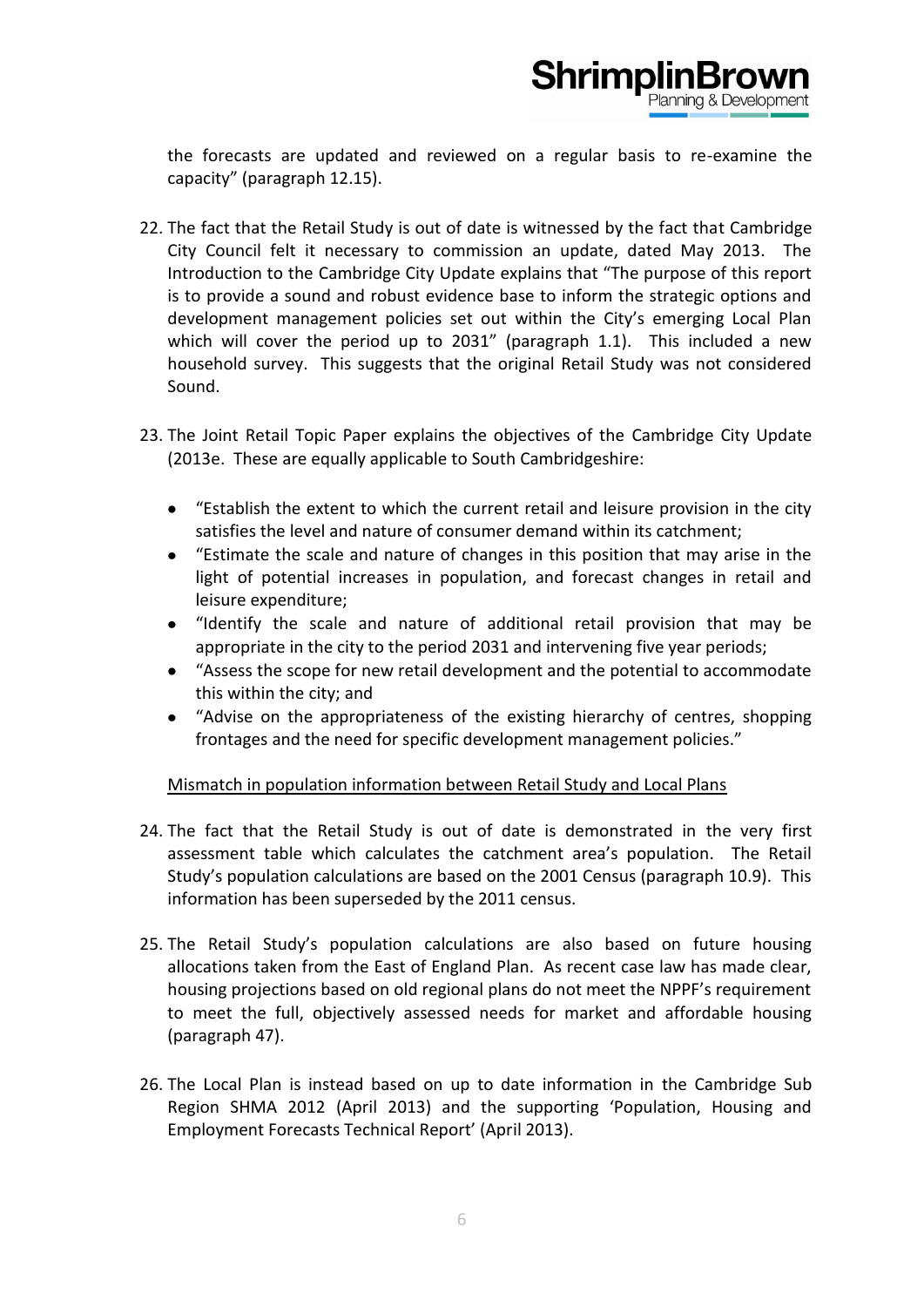the forecasts are updated and reviewed on a regular basis to re-examine the capacity" (paragraph 12.15).

22. The fact that the Retail Study is out of date is witnessed by the fact that Cambridge City Council felt it necessary to commission an update, dated May 2013. The Introduction to the Cambridge City Update explains that "The purpose of this report is to provide a sound and robust evidence base to inform the strategic options and development management policies set out within the City's emerging Local Plan which will cover the period up to 2031" (paragraph 1.1). This included a new household survey. This suggests that the original Retail Study was not considered Sound.

23. The Joint Retail Topic Paper explains the objectives of the Cambridge City Update (2013e. These are equally applicable to South Cambridgeshire:

    - "Establish the extent to which the current retail and leisure provision in the city satisfies the level and nature of consumer demand within its catchment;
    - "Estimate the scale and nature of changes in this position that may arise in the light of potential increases in population, and forecast changes in retail and leisure expenditure;
    - "Identify the scale and nature of additional retail provision that may be appropriate in the city to the period 2031 and intervening five year periods;
    - "Assess the scope for new retail development and the potential to accommodate this within the city; and
    - "Advise on the appropriateness of the existing hierarchy of centres, shopping frontages and the need for specific development management policies."

<u>Mismatch in population information between Retail Study and Local Plans</u>

24. The fact that the Retail Study is out of date is demonstrated in the very first assessment table which calculates the catchment area's population. The Retail Study's population calculations are based on the 2001 Census (paragraph 10.9). This information has been superseded by the 2011 census.

25. The Retail Study's population calculations are also based on future housing allocations taken from the East of England Plan. As recent case law has made clear, housing projections based on old regional plans do not meet the NPPF's requirement to meet the full, objectively assessed needs for market and affordable housing (paragraph 47).

26. The Local Plan is instead based on up to date information in the Cambridge Sub Region SHMA 2012 (April 2013) and the supporting 'Population, Housing and Employment Forecasts Technical Report' (April 2013).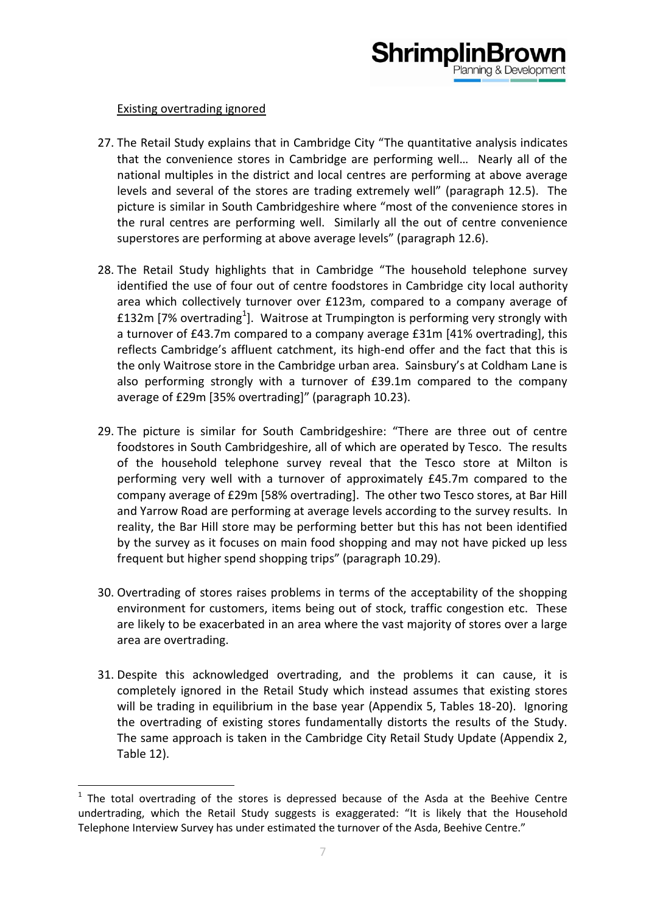Existing overtrading ignored

27. The Retail Study explains that in Cambridge City "The quantitative analysis indicates that the convenience stores in Cambridge are performing well… Nearly all of the national multiples in the district and local centres are performing at above average levels and several of the stores are trading extremely well" (paragraph 12.5). The picture is similar in South Cambridgeshire where "most of the convenience stores in the rural centres are performing well. Similarly all the out of centre convenience superstores are performing at above average levels" (paragraph 12.6).

28. The Retail Study highlights that in Cambridge "The household telephone survey identified the use of four out of centre foodstores in Cambridge city local authority area which collectively turnover over £123m, compared to a company average of £132m [7% overtrading[1]]. Waitrose at Trumpington is performing very strongly with a turnover of £43.7m compared to a company average £31m [41% overtrading], this reflects Cambridge's affluent catchment, its high-end offer and the fact that this is the only Waitrose store in the Cambridge urban area. Sainsbury's at Coldham Lane is also performing strongly with a turnover of £39.1m compared to the company average of £29m [35% overtrading]" (paragraph 10.23).

29. The picture is similar for South Cambridgeshire: "There are three out of centre foodstores in South Cambridgeshire, all of which are operated by Tesco. The results of the household telephone survey reveal that the Tesco store at Milton is performing very well with a turnover of approximately £45.7m compared to the company average of £29m [58% overtrading]. The other two Tesco stores, at Bar Hill and Yarrow Road are performing at average levels according to the survey results. In reality, the Bar Hill store may be performing better but this has not been identified by the survey as it focuses on main food shopping and may not have picked up less frequent but higher spend shopping trips" (paragraph 10.29).

30. Overtrading of stores raises problems in terms of the acceptability of the shopping environment for customers, items being out of stock, traffic congestion etc. These are likely to be exacerbated in an area where the vast majority of stores over a large area are overtrading.

31. Despite this acknowledged overtrading, and the problems it can cause, it is completely ignored in the Retail Study which instead assumes that existing stores will be trading in equilibrium in the base year (Appendix 5, Tables 18-20). Ignoring the overtrading of existing stores fundamentally distorts the results of the Study. The same approach is taken in the Cambridge City Retail Study Update (Appendix 2, Table 12).

---

[1] The total overtrading of the stores is depressed because of the Asda at the Beehive Centre undertrading, which the Retail Study suggests is exaggerated: "It is likely that the Household Telephone Interview Survey has under estimated the turnover of the Asda, Beehive Centre."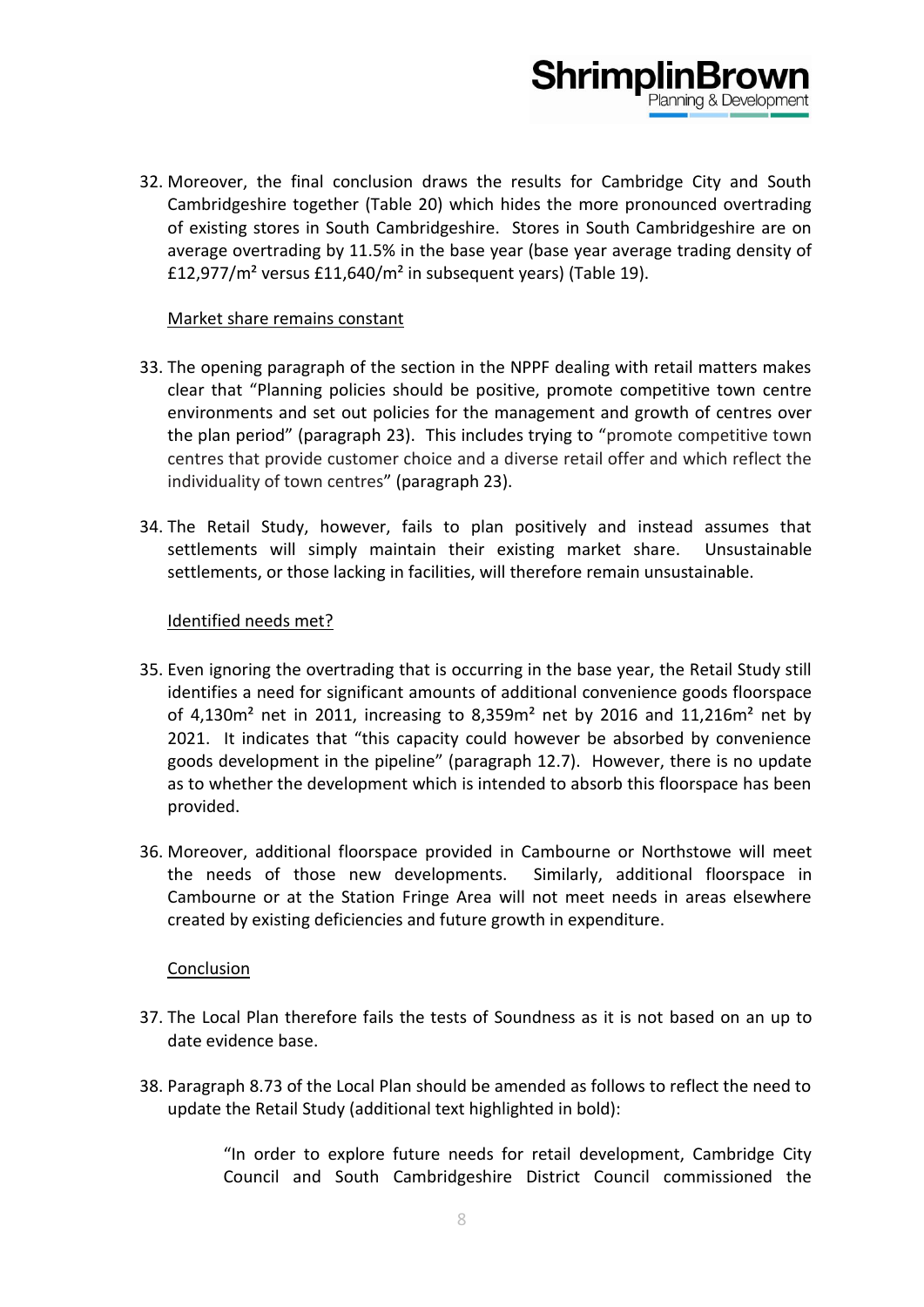32. Moreover, the final conclusion draws the results for Cambridge City and South Cambridgeshire together (Table 20) which hides the more pronounced overtrading of existing stores in South Cambridgeshire. Stores in South Cambridgeshire are on average overtrading by 11.5% in the base year (base year average trading density of £12,977/m² versus £11,640/m² in subsequent years) (Table 19).

<u>Market share remains constant</u>

33. The opening paragraph of the section in the NPPF dealing with retail matters makes clear that "Planning policies should be positive, promote competitive town centre environments and set out policies for the management and growth of centres over the plan period" (paragraph 23). This includes trying to "promote competitive town centres that provide customer choice and a diverse retail offer and which reflect the individuality of town centres" (paragraph 23).

34. The Retail Study, however, fails to plan positively and instead assumes that settlements will simply maintain their existing market share. Unsustainable settlements, or those lacking in facilities, will therefore remain unsustainable.

<u>Identified needs met?</u>

35. Even ignoring the overtrading that is occurring in the base year, the Retail Study still identifies a need for significant amounts of additional convenience goods floorspace of 4,130m² net in 2011, increasing to 8,359m² net by 2016 and 11,216m² net by 2021. It indicates that "this capacity could however be absorbed by convenience goods development in the pipeline" (paragraph 12.7). However, there is no update as to whether the development which is intended to absorb this floorspace has been provided.

36. Moreover, additional floorspace provided in Cambourne or Northstowe will meet the needs of those new developments. Similarly, additional floorspace in Cambourne or at the Station Fringe Area will not meet needs in areas elsewhere created by existing deficiencies and future growth in expenditure.

<u>Conclusion</u>

37. The Local Plan therefore fails the tests of Soundness as it is not based on an up to date evidence base.

38. Paragraph 8.73 of the Local Plan should be amended as follows to reflect the need to update the Retail Study (additional text highlighted in bold):

> "In order to explore future needs for retail development, Cambridge City Council and South Cambridgeshire District Council commissioned the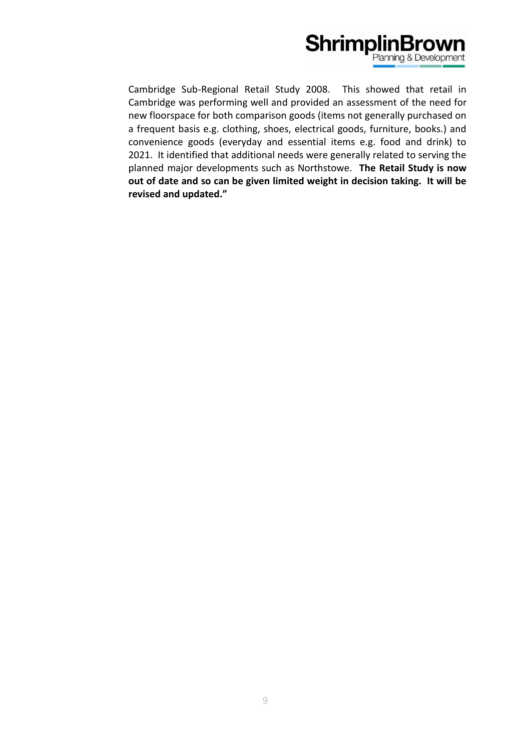Cambridge Sub-Regional Retail Study 2008. This showed that retail in Cambridge was performing well and provided an assessment of the need for new floorspace for both comparison goods (items not generally purchased on a frequent basis e.g. clothing, shoes, electrical goods, furniture, books.) and convenience goods (everyday and essential items e.g. food and drink) to 2021. It identified that additional needs were generally related to serving the planned major developments such as Northstowe. **The Retail Study is now out of date and so can be given limited weight in decision taking. It will be revised and updated."**